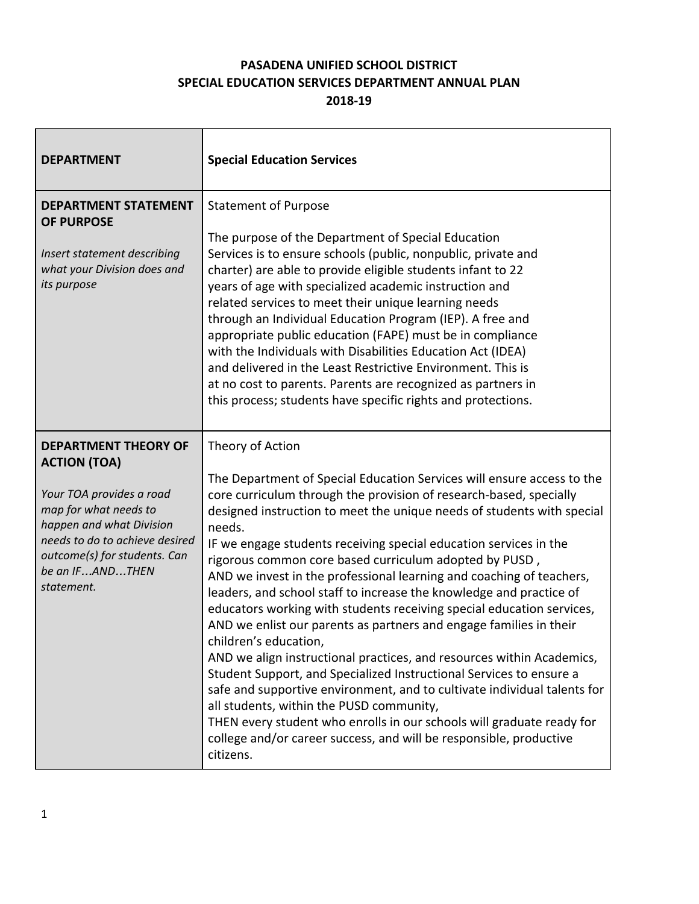**PASADENA UNIFIED SCHOOL DISTRICT**
**SPECIAL EDUCATION SERVICES DEPARTMENT ANNUAL PLAN**
**2018-19**

| **DEPARTMENT** | **Special Education Services** |
|---|---|
| **DEPARTMENT STATEMENT OF PURPOSE**<br><br>*Insert statement describing what your Division does and its purpose* | Statement of Purpose<br><br>The purpose of the Department of Special Education Services is to ensure schools (public, nonpublic, private and charter) are able to provide eligible students infant to 22 years of age with specialized academic instruction and related services to meet their unique learning needs through an Individual Education Program (IEP). A free and appropriate public education (FAPE) must be in compliance with the Individuals with Disabilities Education Act (IDEA) and delivered in the Least Restrictive Environment. This is at no cost to parents. Parents are recognized as partners in this process; students have specific rights and protections. |
| **DEPARTMENT THEORY OF ACTION (TOA)**<br><br>*Your TOA provides a road map for what needs to happen and what Division needs to do to achieve desired outcome(s) for students. Can be an IF…AND…THEN statement.* | Theory of Action<br><br>The Department of Special Education Services will ensure access to the core curriculum through the provision of research-based, specially designed instruction to meet the unique needs of students with special needs.<br>IF we engage students receiving special education services in the rigorous common core based curriculum adopted by PUSD ,<br>AND we invest in the professional learning and coaching of teachers, leaders, and school staff to increase the knowledge and practice of educators working with students receiving special education services,<br>AND we enlist our parents as partners and engage families in their children's education,<br>AND we align instructional practices, and resources within Academics, Student Support, and Specialized Instructional Services to ensure a safe and supportive environment, and to cultivate individual talents for all students, within the PUSD community,<br>THEN every student who enrolls in our schools will graduate ready for college and/or career success, and will be responsible, productive citizens. |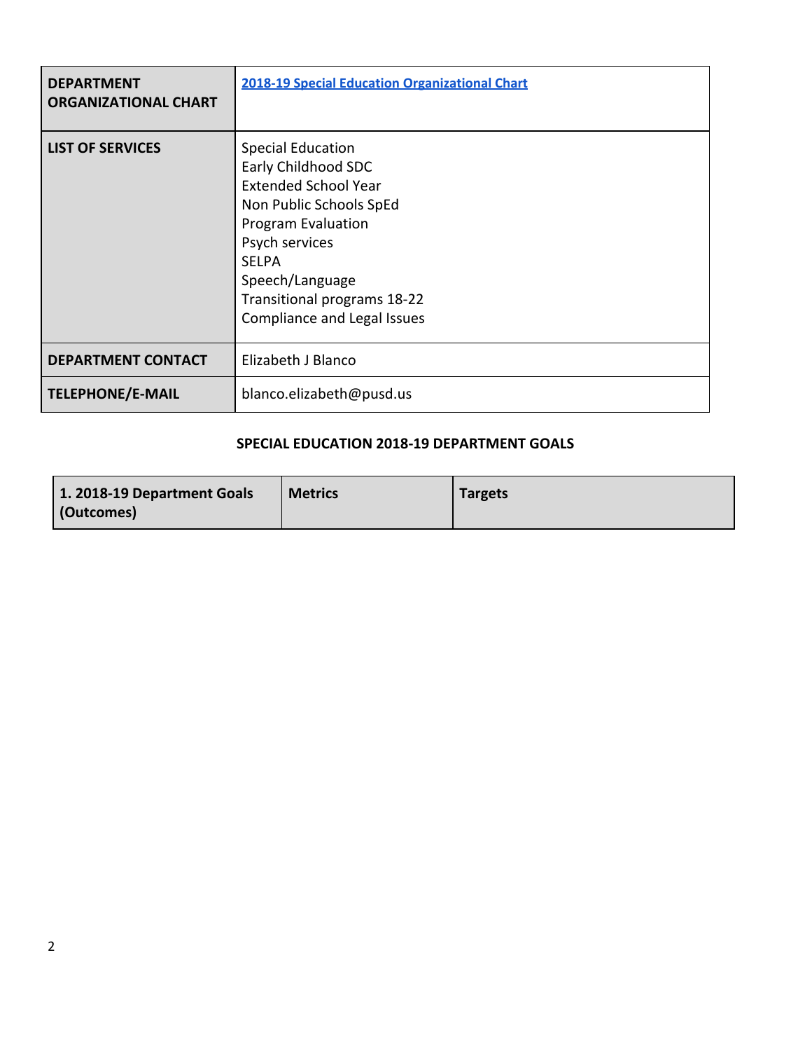| | |
|---|---|
| **DEPARTMENT ORGANIZATIONAL CHART** | **2018-19 Special Education Organizational Chart** |
| **LIST OF SERVICES** | Special Education<br>Early Childhood SDC<br>Extended School Year<br>Non Public Schools SpEd<br>Program Evaluation<br>Psych services<br>SELPA<br>Speech/Language<br>Transitional programs 18-22<br>Compliance and Legal Issues |
| **DEPARTMENT CONTACT** | Elizabeth J Blanco |
| **TELEPHONE/E-MAIL** | blanco.elizabeth@pusd.us |

## SPECIAL EDUCATION 2018-19 DEPARTMENT GOALS

| 1. 2018-19 Department Goals (Outcomes) | Metrics | Targets |
|---|---|---|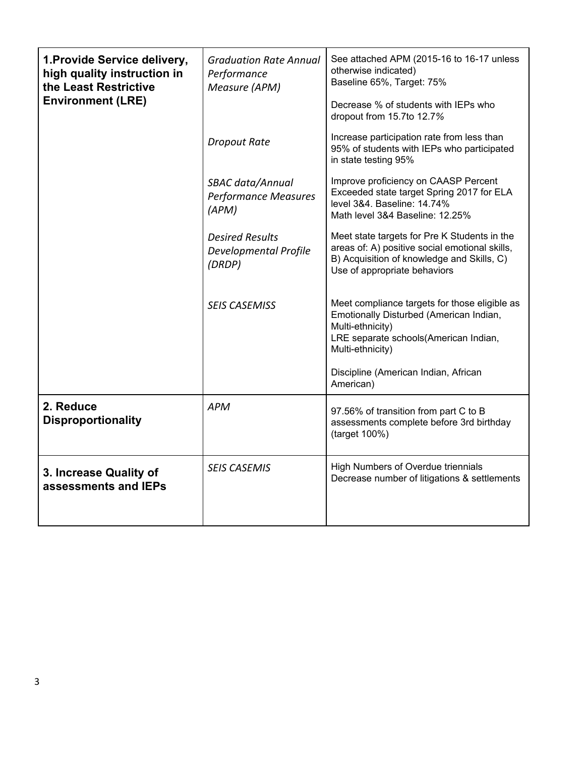| | | |
|---|---|---|
| **1.Provide Service delivery, high quality instruction in the Least Restrictive Environment (LRE)** | *Graduation Rate Annual Performance Measure (APM)* | See attached APM (2015-16 to 16-17 unless otherwise indicated)<br>Baseline 65%, Target: 75%<br><br>Decrease % of students with IEPs who dropout from 15.7to 12.7% |
| | *Dropout Rate* | Increase participation rate from less than 95% of students with IEPs who participated in state testing 95% |
| | *SBAC data/Annual Performance Measures (APM)* | Improve proficiency on CAASP Percent Exceeded state target Spring 2017 for ELA level 3&4. Baseline: 14.74%<br>Math level 3&4 Baseline: 12.25% |
| | *Desired Results Developmental Profile (DRDP)* | Meet state targets for Pre K Students in the areas of: A) positive social emotional skills, B) Acquisition of knowledge and Skills, C) Use of appropriate behaviors |
| | *SEIS CASEMISS* | Meet compliance targets for those eligible as Emotionally Disturbed (American Indian, Multi-ethnicity)<br>LRE separate schools(American Indian, Multi-ethnicity)<br><br>Discipline (American Indian, African American) |
| **2. Reduce Disproportionality** | *APM* | 97.56% of transition from part C to B assessments complete before 3rd birthday (target 100%) |
| **3. Increase Quality of assessments and IEPs** | *SEIS CASEMIS* | High Numbers of Overdue triennials<br>Decrease number of litigations & settlements |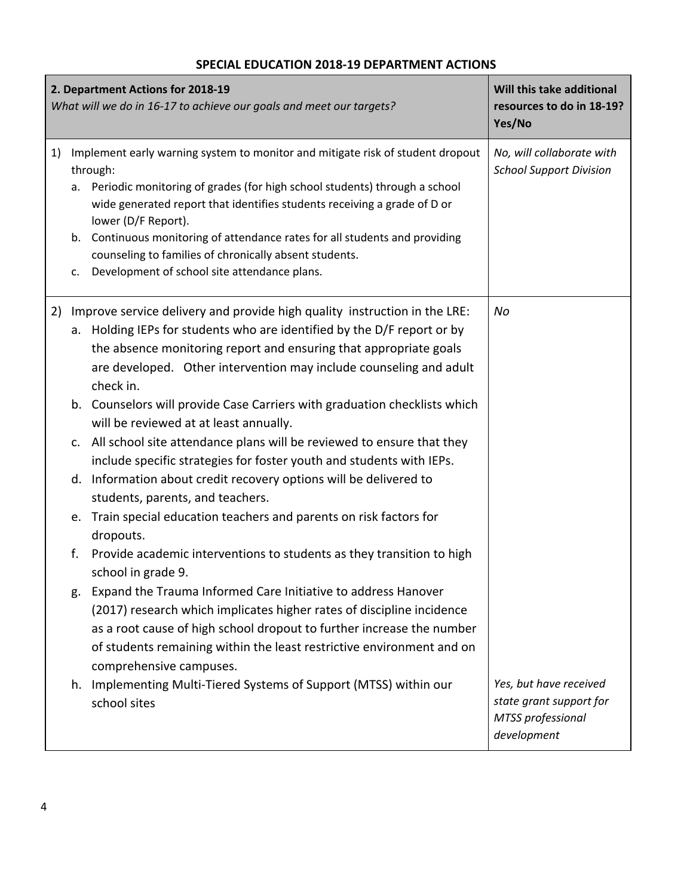## SPECIAL EDUCATION 2018-19 DEPARTMENT ACTIONS

| **2. Department Actions for 2018-19**<br>*What will we do in 16-17 to achieve our goals and meet our targets?* | **Will this take additional resources to do in 18-19? Yes/No** |
|---|---|
| 1) Implement early warning system to monitor and mitigate risk of student dropout through:<br>a. Periodic monitoring of grades (for high school students) through a school wide generated report that identifies students receiving a grade of D or lower (D/F Report).<br>b. Continuous monitoring of attendance rates for all students and providing counseling to families of chronically absent students.<br>c. Development of school site attendance plans. | *No, will collaborate with School Support Division* |
| 2) Improve service delivery and provide high quality instruction in the LRE:<br>a. Holding IEPs for students who are identified by the D/F report or by the absence monitoring report and ensuring that appropriate goals are developed. Other intervention may include counseling and adult check in.<br>b. Counselors will provide Case Carriers with graduation checklists which will be reviewed at at least annually.<br>c. All school site attendance plans will be reviewed to ensure that they include specific strategies for foster youth and students with IEPs.<br>d. Information about credit recovery options will be delivered to students, parents, and teachers.<br>e. Train special education teachers and parents on risk factors for dropouts.<br>f. Provide academic interventions to students as they transition to high school in grade 9.<br>g. Expand the Trauma Informed Care Initiative to address Hanover (2017) research which implicates higher rates of discipline incidence as a root cause of high school dropout to further increase the number of students remaining within the least restrictive environment and on comprehensive campuses.<br>h. Implementing Multi-Tiered Systems of Support (MTSS) within our school sites | *No*<br><br>*Yes, but have received state grant support for MTSS professional development* |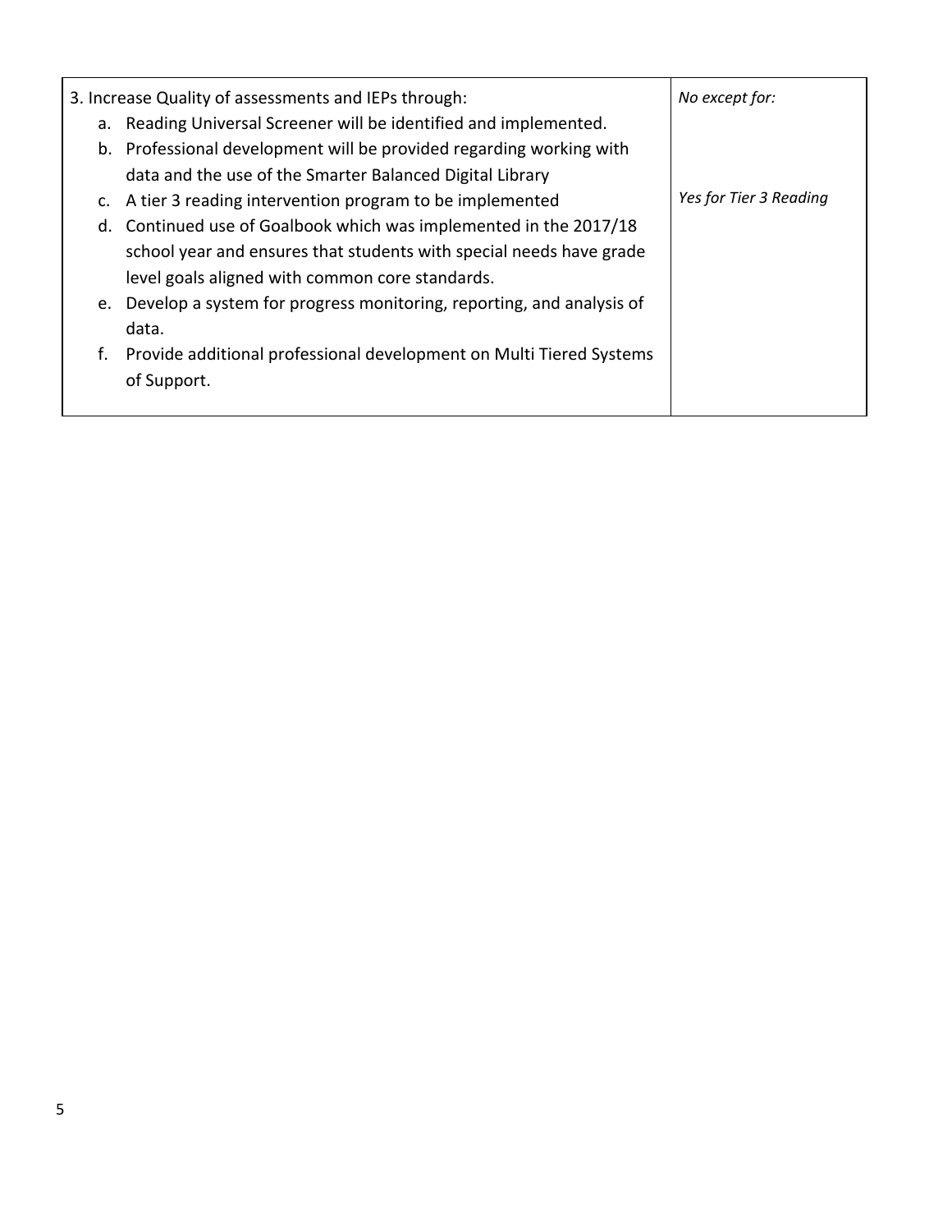| 3. Increase Quality of assessments and IEPs through:<br>a. Reading Universal Screener will be identified and implemented.<br>b. Professional development will be provided regarding working with data and the use of the Smarter Balanced Digital Library<br>c. A tier 3 reading intervention program to be implemented<br>d. Continued use of Goalbook which was implemented in the 2017/18 school year and ensures that students with special needs have grade level goals aligned with common core standards.<br>e. Develop a system for progress monitoring, reporting, and analysis of data.<br>f. Provide additional professional development on Multi Tiered Systems of Support. | *No except for:*<br><br><br><br>*Yes for Tier 3 Reading* |
|---|---|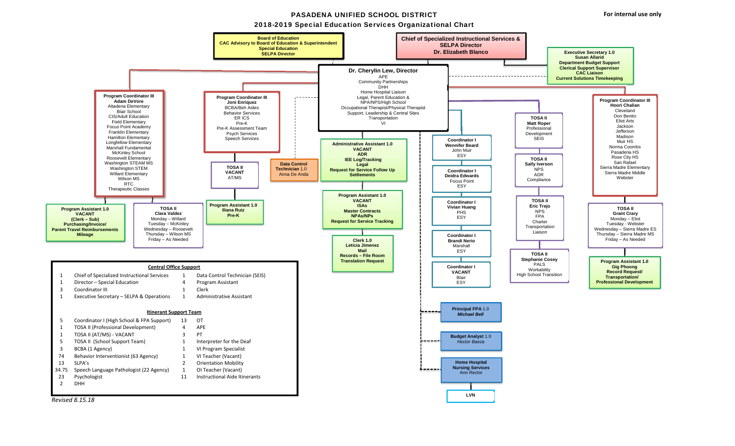# PASADENA UNIFIED SCHOOL DISTRICT

For internal use only

## 2018-2019 Special Education Services Organizational Chart

**Board of Education**
**CAC Advisory to Board of Education & Superintendent**
**Special Education**
**SELPA Director**

**Chief of Specialized Instructional Services & SELPA Director**
**Dr. Elizabeth Blanco**

**Executive Secretary 1.0**
**Susan Allarid**
**Department Budget Support**
**Clerical Support Supervisor**
**CAC Liaison**
**Current Solutions Timekeeping**

**Dr. Cherylin Lew, Director**
APE
Community Partnerships
DHH
Home Hospital Liaison
Legal, Parent Education &
NPA/NPS/High School
Occupational Therapist/Physical Therapist
Support, Leadership & Central Sites
Transportation
VI

**Program Coordinator III**
**Adam DeVore**
Altadena Elementary
Blair School
CIS/Adult Education
Field Elementary
Focus Point Academy
Franklin Elementary
Hamilton Elementary
Longfellow Elementary
Marshall Fundamental
McKinley School
Roosevelt Elementary
Washington STEAM MS
Washington STEM
Willard Elementary
Wilson MS
RTC
Therapeutic Classes

**Program Assistant 1.0**
**VACANT**
**(Clerk – Sub)**
**Purchasing/Invoice/**
**Parent Travel Reimbursements**
**Mileage**

**TOSA II**
**Clara Valdez**
Monday – Willard
Tuesday – McKinley
Wednesday – Roosevelt
Thursday – Wilson MS
Friday – As Needed

**Program Coordinator III**
**Joni Enriquez**
BCBA/Beh Aides
Behavior Services
ER ICS
Pre-K
Pre-K Assessment Team
Psych Services
Speech Services

**TOSA II**
**VACANT**
AT/MS

**Program Assistant 1.0**
**Iliana Ruiz**
**Pre-K**

**Data Control Technician** 1.0
Anna De Anda

**Administrative Assistant 1.0**
**VACANT**
**ADR**
**IEE Log/Tracking**
**Legal**
**Request for Service Follow Up**
**Settlements**

**Program Assistant 1.0**
**VACANT**
**ISAs**
**Master Contracts**
**NPAs/NPs**
**Request for Service Tracking**

**Clerk 1.0**
**Leticia Jimenez**
**Mail**
**Records – File Room**
**Translation Request**

**Coordinator I**
**Wennifer Beard**
John Muir
ESY

**Coordinator I**
**Deidra Edwards**
Focus Point
ESY

**Coordinator I**
**Vivian Huang**
PHS
ESY

**Coordinator I**
**Brandi Nerio**
Marshall
ESY

**Coordinator I**
**VACANT**
Blair
ESY

**Principal FPA** 1.0
***Michael Bell***

**Budget Analyst** 1.0
*Hector Baeza*

**Home Hospital**
**Nursing Services**
Ann Rector

**LVN**

**TOSA II**
**Matt Roper**
Professional
Development
SEIS

**TOSA II**
**Sally Iverson**
NPS
ADR
Compliance

**TOSA II**
**Eric Trejo**
NPS
FPA
Charter
Transportation
Liaison

**TOSA II**
**Stephanie Cosey**
PALS
Workability
High School Transition

**Program Coordinator III**
**Hoori Chalian**
Cleveland
Don Benito
Eliot Arts
Jackson
Jefferson
Madison
Muir HS
Norma Coombs
Pasadena HS
Rose City HS
San Rafael
Sierra Madre Elementary
Sierra Madre Middle
Webster

**TOSA II**
**Grant Crary**
Monday – Eliot
Tuesday - Webster
Wednesday – Sierra Madre ES
Thursday – Sierra Madre MS
Friday – As Needed

**Program Assistant 1.0**
**Gig Phoong**
**Record Request/**
**Transportation/**
**Professional Development**

### Central Office Support

| | | | |
|---|---|---|---|
| 1 | Chief of Specialized Instructional Services | 1 | Data Control Technician (SEIS) |
| 1 | Director – Special Education | 4 | Program Assistant |
| 3 | Coordinator III | 1 | Clerk |
| 1 | Executive Secretary – SELPA & Operations | 1 | Administrative Assistant |

### Itinerant Support Team

| | | | |
|---|---|---|---|
| 5 | Coordinator I (High School & FPA Support) | 13 | OT |
| 1 | TOSA II (Professional Development) | 4 | APE |
| 1 | TOSA II (AT/MS) - VACANT | 3 | PT |
| 5 | TOSA II (School Support Team) | 1 | Interpreter for the Deaf |
| 3 | BCBA (1 Agency) | 1 | VI Program Specialist |
| 74 | Behavior Interventionist (63 Agency) | 1 | VI Teacher (Vacant) |
| 13 | SLPA's | 2 | Orientation Mobility |
| 34.75 | Speech Language Pathologist (22 Agency) | 1 | OI Teacher (Vacant) |
| 23 | Psychologist | 11 | Instructional Aide Itinerants |
| 2 | DHH | | |

*Revised 8.15.18*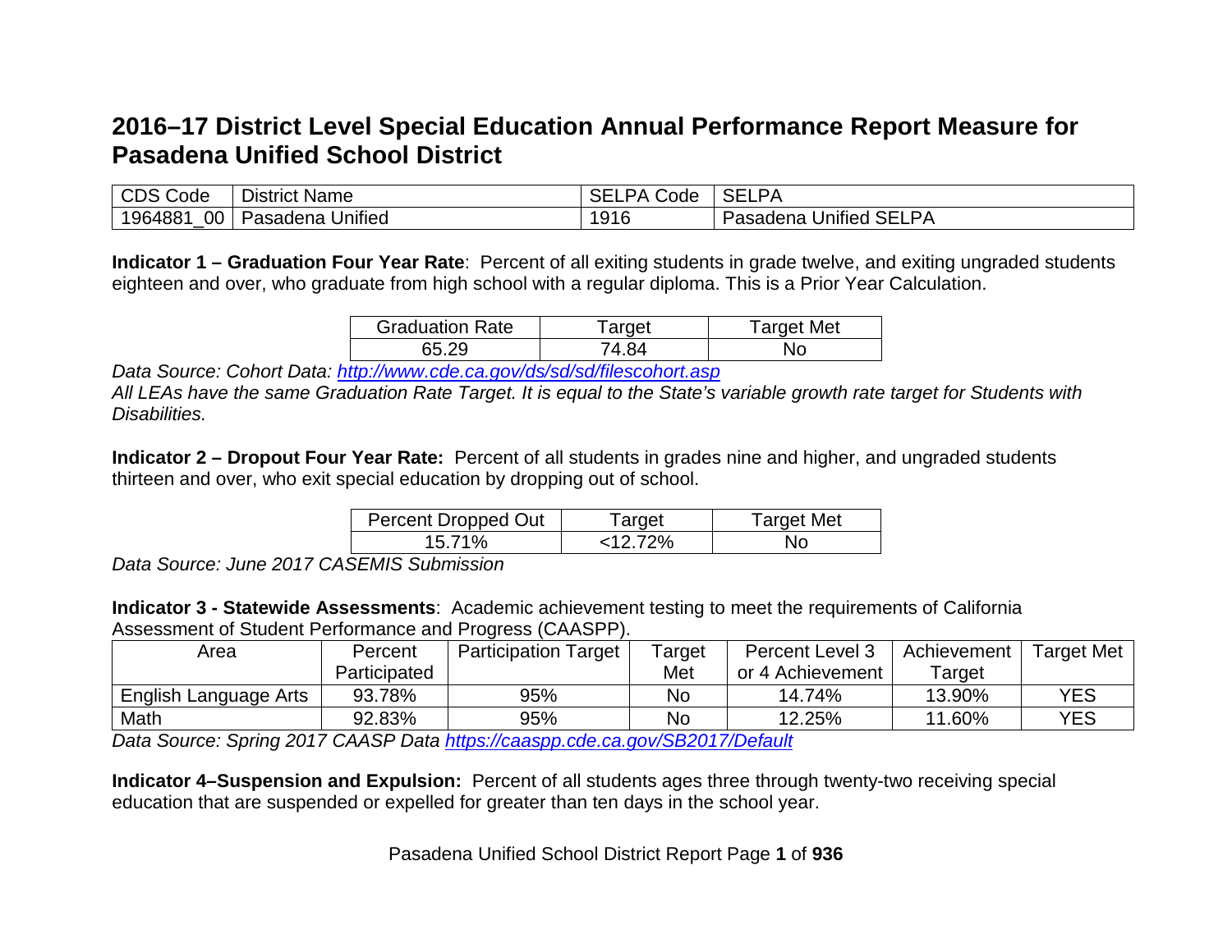# 2016–17 District Level Special Education Annual Performance Report Measure for Pasadena Unified School District

| CDS Code | District Name | SELPA Code | SELPA |
|---|---|---|---|
| 1964881_00 | Pasadena Unified | 1916 | Pasadena Unified SELPA |

**Indicator 1 – Graduation Four Year Rate**: Percent of all exiting students in grade twelve, and exiting ungraded students eighteen and over, who graduate from high school with a regular diploma. This is a Prior Year Calculation.

| Graduation Rate | Target | Target Met |
|---|---|---|
| 65.29 | 74.84 | No |

*Data Source: Cohort Data: [http://www.cde.ca.gov/ds/sd/sd/filescohort.asp](http://www.cde.ca.gov/ds/sd/sd/filescohort.asp)*
*All LEAs have the same Graduation Rate Target. It is equal to the State's variable growth rate target for Students with Disabilities.*

**Indicator 2 – Dropout Four Year Rate:** Percent of all students in grades nine and higher, and ungraded students thirteen and over, who exit special education by dropping out of school.

| Percent Dropped Out | Target | Target Met |
|---|---|---|
| 15.71% | <12.72% | No |

*Data Source: June 2017 CASEMIS Submission*

**Indicator 3 - Statewide Assessments**: Academic achievement testing to meet the requirements of California Assessment of Student Performance and Progress (CAASPP).

| Area | Percent Participated | Participation Target | Target Met | Percent Level 3 or 4 Achievement | Achievement Target | Target Met |
|---|---|---|---|---|---|---|
| English Language Arts | 93.78% | 95% | No | 14.74% | 13.90% | YES |
| Math | 92.83% | 95% | No | 12.25% | 11.60% | YES |

*Data Source: Spring 2017 CAASP Data [https://caaspp.cde.ca.gov/SB2017/Default](https://caaspp.cde.ca.gov/SB2017/Default)*

**Indicator 4–Suspension and Expulsion:** Percent of all students ages three through twenty-two receiving special education that are suspended or expelled for greater than ten days in the school year.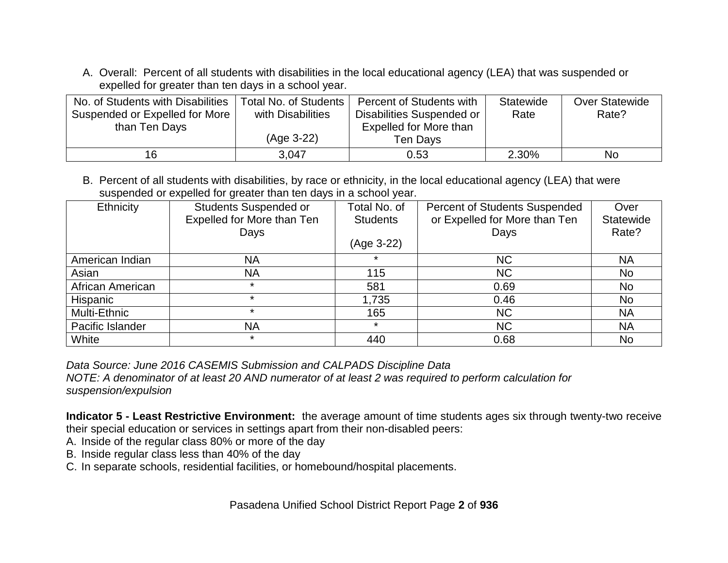A. Overall: Percent of all students with disabilities in the local educational agency (LEA) that was suspended or expelled for greater than ten days in a school year.

| No. of Students with Disabilities Suspended or Expelled for More than Ten Days | Total No. of Students with Disabilities (Age 3-22) | Percent of Students with Disabilities Suspended or Expelled for More than Ten Days | Statewide Rate | Over Statewide Rate? |
|---|---|---|---|---|
| 16 | 3,047 | 0.53 | 2.30% | No |

B. Percent of all students with disabilities, by race or ethnicity, in the local educational agency (LEA) that were suspended or expelled for greater than ten days in a school year.

| Ethnicity | Students Suspended or Expelled for More than Ten Days | Total No. of Students (Age 3-22) | Percent of Students Suspended or Expelled for More than Ten Days | Over Statewide Rate? |
|---|---|---|---|---|
| American Indian | NA | * | NC | NA |
| Asian | NA | 115 | NC | No |
| African American | * | 581 | 0.69 | No |
| Hispanic | * | 1,735 | 0.46 | No |
| Multi-Ethnic | * | 165 | NC | NA |
| Pacific Islander | NA | * | NC | NA |
| White | * | 440 | 0.68 | No |

*Data Source: June 2016 CASEMIS Submission and CALPADS Discipline Data*
*NOTE: A denominator of at least 20 AND numerator of at least 2 was required to perform calculation for suspension/expulsion*

**Indicator 5 - Least Restrictive Environment:** the average amount of time students ages six through twenty-two receive their special education or services in settings apart from their non-disabled peers:

A. Inside of the regular class 80% or more of the day
B. Inside regular class less than 40% of the day
C. In separate schools, residential facilities, or homebound/hospital placements.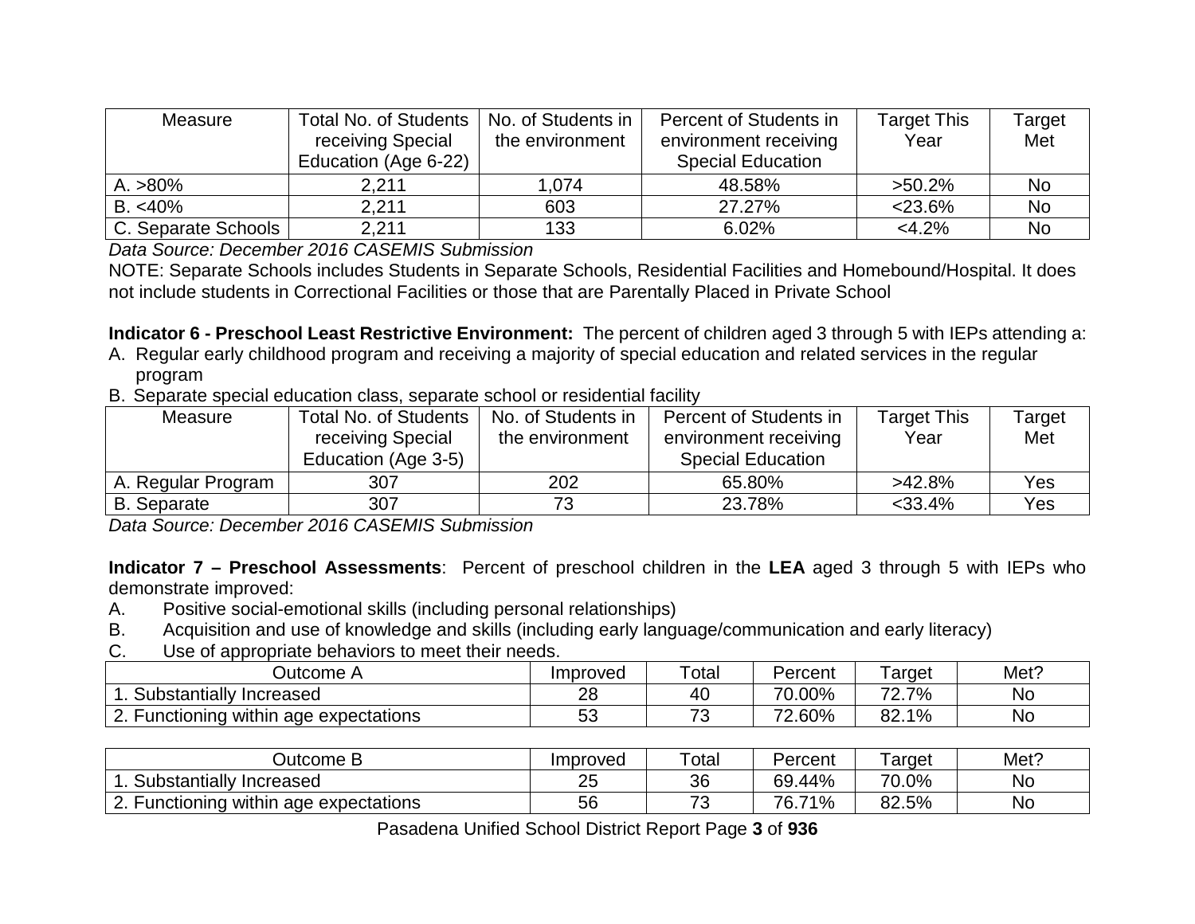| Measure | Total No. of Students receiving Special Education (Age 6-22) | No. of Students in the environment | Percent of Students in environment receiving Special Education | Target This Year | Target Met |
|---|---|---|---|---|---|
| A. >80% | 2,211 | 1,074 | 48.58% | >50.2% | No |
| B. <40% | 2,211 | 603 | 27.27% | <23.6% | No |
| C. Separate Schools | 2,211 | 133 | 6.02% | <4.2% | No |

*Data Source: December 2016 CASEMIS Submission*

NOTE: Separate Schools includes Students in Separate Schools, Residential Facilities and Homebound/Hospital. It does not include students in Correctional Facilities or those that are Parentally Placed in Private School

**Indicator 6 - Preschool Least Restrictive Environment:** The percent of children aged 3 through 5 with IEPs attending a:

A. Regular early childhood program and receiving a majority of special education and related services in the regular program
B. Separate special education class, separate school or residential facility

| Measure | Total No. of Students receiving Special Education (Age 3-5) | No. of Students in the environment | Percent of Students in environment receiving Special Education | Target This Year | Target Met |
|---|---|---|---|---|---|
| A. Regular Program | 307 | 202 | 65.80% | >42.8% | Yes |
| B. Separate | 307 | 73 | 23.78% | <33.4% | Yes |

*Data Source: December 2016 CASEMIS Submission*

**Indicator 7 – Preschool Assessments**: Percent of preschool children in the **LEA** aged 3 through 5 with IEPs who demonstrate improved:

A. Positive social-emotional skills (including personal relationships)
B. Acquisition and use of knowledge and skills (including early language/communication and early literacy)
C. Use of appropriate behaviors to meet their needs.

| Outcome A | Improved | Total | Percent | Target | Met? |
|---|---|---|---|---|---|
| 1. Substantially Increased | 28 | 40 | 70.00% | 72.7% | No |
| 2. Functioning within age expectations | 53 | 73 | 72.60% | 82.1% | No |

| Outcome B | Improved | Total | Percent | Target | Met? |
|---|---|---|---|---|---|
| 1. Substantially Increased | 25 | 36 | 69.44% | 70.0% | No |
| 2. Functioning within age expectations | 56 | 73 | 76.71% | 82.5% | No |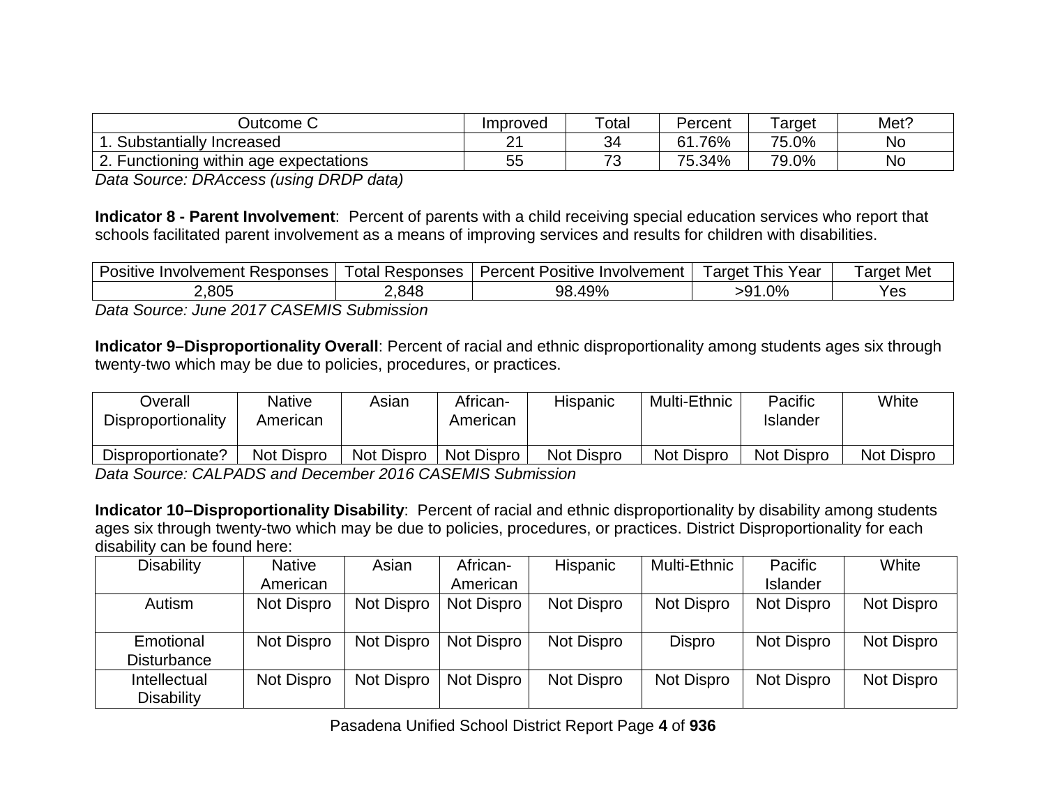| Outcome C | Improved | Total | Percent | Target | Met? |
|---|---|---|---|---|---|
| 1. Substantially Increased | 21 | 34 | 61.76% | 75.0% | No |
| 2. Functioning within age expectations | 55 | 73 | 75.34% | 79.0% | No |

*Data Source: DRAccess (using DRDP data)*

**Indicator 8 - Parent Involvement**: Percent of parents with a child receiving special education services who report that schools facilitated parent involvement as a means of improving services and results for children with disabilities.

| Positive Involvement Responses | Total Responses | Percent Positive Involvement | Target This Year | Target Met |
|---|---|---|---|---|
| 2,805 | 2,848 | 98.49% | >91.0% | Yes |

*Data Source: June 2017 CASEMIS Submission*

**Indicator 9–Disproportionality Overall**: Percent of racial and ethnic disproportionality among students ages six through twenty-two which may be due to policies, procedures, or practices.

| Overall Disproportionality | Native American | Asian | African-American | Hispanic | Multi-Ethnic | Pacific Islander | White |
|---|---|---|---|---|---|---|---|
| Disproportionate? | Not Dispro | Not Dispro | Not Dispro | Not Dispro | Not Dispro | Not Dispro | Not Dispro |

*Data Source: CALPADS and December 2016 CASEMIS Submission*

**Indicator 10–Disproportionality Disability**: Percent of racial and ethnic disproportionality by disability among students ages six through twenty-two which may be due to policies, procedures, or practices. District Disproportionality for each disability can be found here:

| Disability | Native American | Asian | African-American | Hispanic | Multi-Ethnic | Pacific Islander | White |
|---|---|---|---|---|---|---|---|
| Autism | Not Dispro | Not Dispro | Not Dispro | Not Dispro | Not Dispro | Not Dispro | Not Dispro |
| Emotional Disturbance | Not Dispro | Not Dispro | Not Dispro | Not Dispro | Dispro | Not Dispro | Not Dispro |
| Intellectual Disability | Not Dispro | Not Dispro | Not Dispro | Not Dispro | Not Dispro | Not Dispro | Not Dispro |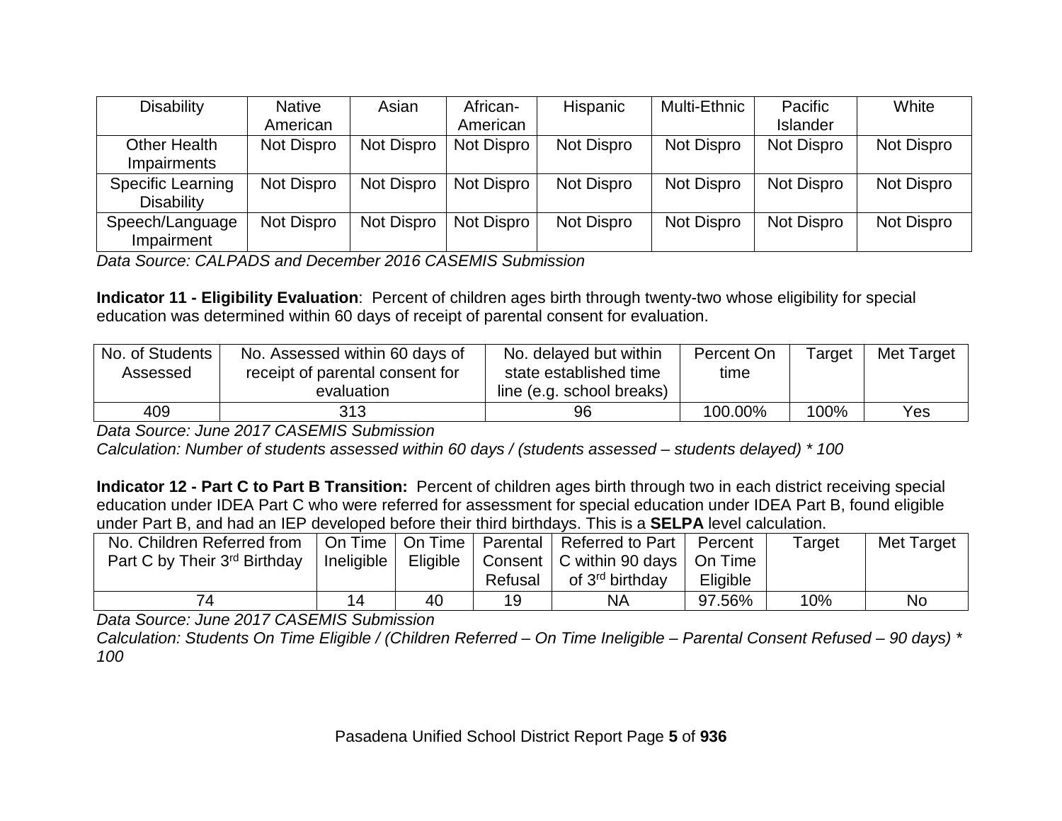| Disability | Native American | Asian | African-American | Hispanic | Multi-Ethnic | Pacific Islander | White |
|---|---|---|---|---|---|---|---|
| Other Health Impairments | Not Dispro | Not Dispro | Not Dispro | Not Dispro | Not Dispro | Not Dispro | Not Dispro |
| Specific Learning Disability | Not Dispro | Not Dispro | Not Dispro | Not Dispro | Not Dispro | Not Dispro | Not Dispro |
| Speech/Language Impairment | Not Dispro | Not Dispro | Not Dispro | Not Dispro | Not Dispro | Not Dispro | Not Dispro |

*Data Source: CALPADS and December 2016 CASEMIS Submission*

**Indicator 11 - Eligibility Evaluation**: Percent of children ages birth through twenty-two whose eligibility for special education was determined within 60 days of receipt of parental consent for evaluation.

| No. of Students Assessed | No. Assessed within 60 days of receipt of parental consent for evaluation | No. delayed but within state established time line (e.g. school breaks) | Percent On time | Target | Met Target |
|---|---|---|---|---|---|
| 409 | 313 | 96 | 100.00% | 100% | Yes |

*Data Source: June 2017 CASEMIS Submission*
*Calculation: Number of students assessed within 60 days / (students assessed – students delayed) * 100*

**Indicator 12 - Part C to Part B Transition:** Percent of children ages birth through two in each district receiving special education under IDEA Part C who were referred for assessment for special education under IDEA Part B, found eligible under Part B, and had an IEP developed before their third birthdays. This is a **SELPA** level calculation.

| No. Children Referred from Part C by Their 3rd Birthday | On Time Ineligible | On Time Eligible | Parental Consent Refusal | Referred to Part C within 90 days of 3rd birthday | Percent On Time Eligible | Target | Met Target |
|---|---|---|---|---|---|---|---|
| 74 | 14 | 40 | 19 | NA | 97.56% | 10% | No |

*Data Source: June 2017 CASEMIS Submission*
*Calculation: Students On Time Eligible / (Children Referred – On Time Ineligible – Parental Consent Refused – 90 days) * 100*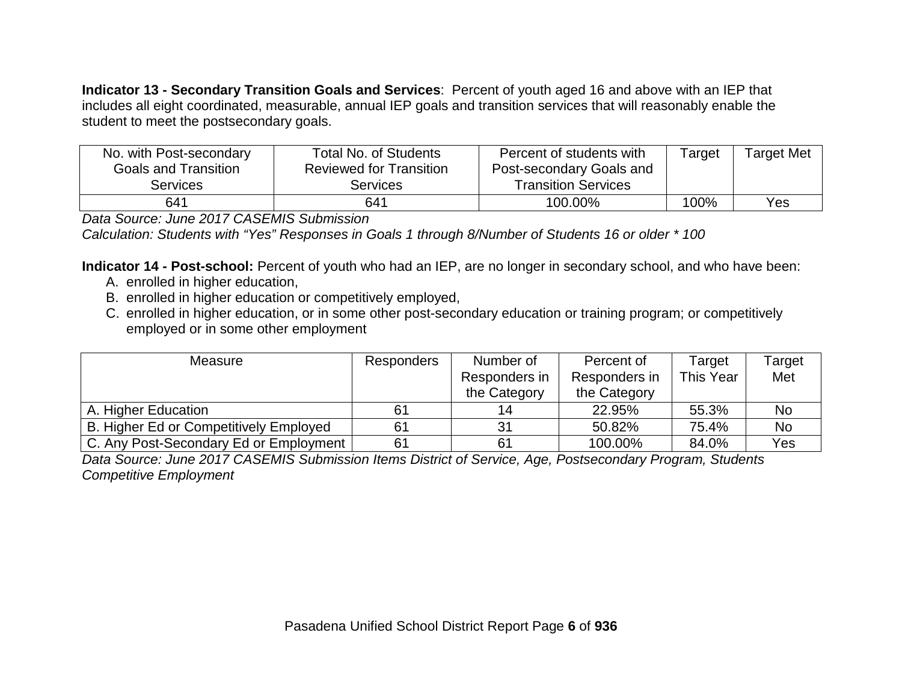**Indicator 13 - Secondary Transition Goals and Services**: Percent of youth aged 16 and above with an IEP that includes all eight coordinated, measurable, annual IEP goals and transition services that will reasonably enable the student to meet the postsecondary goals.

| No. with Post-secondary Goals and Transition Services | Total No. of Students Reviewed for Transition Services | Percent of students with Post-secondary Goals and Transition Services | Target | Target Met |
|---|---|---|---|---|
| 641 | 641 | 100.00% | 100% | Yes |

*Data Source: June 2017 CASEMIS Submission*
*Calculation: Students with "Yes" Responses in Goals 1 through 8/Number of Students 16 or older * 100*

**Indicator 14 - Post-school:** Percent of youth who had an IEP, are no longer in secondary school, and who have been:

A. enrolled in higher education,
B. enrolled in higher education or competitively employed,
C. enrolled in higher education, or in some other post-secondary education or training program; or competitively employed or in some other employment

| Measure | Responders | Number of Responders in the Category | Percent of Responders in the Category | Target This Year | Target Met |
|---|---|---|---|---|---|
| A. Higher Education | 61 | 14 | 22.95% | 55.3% | No |
| B. Higher Ed or Competitively Employed | 61 | 31 | 50.82% | 75.4% | No |
| C. Any Post-Secondary Ed or Employment | 61 | 61 | 100.00% | 84.0% | Yes |

*Data Source: June 2017 CASEMIS Submission Items District of Service, Age, Postsecondary Program, Students Competitive Employment*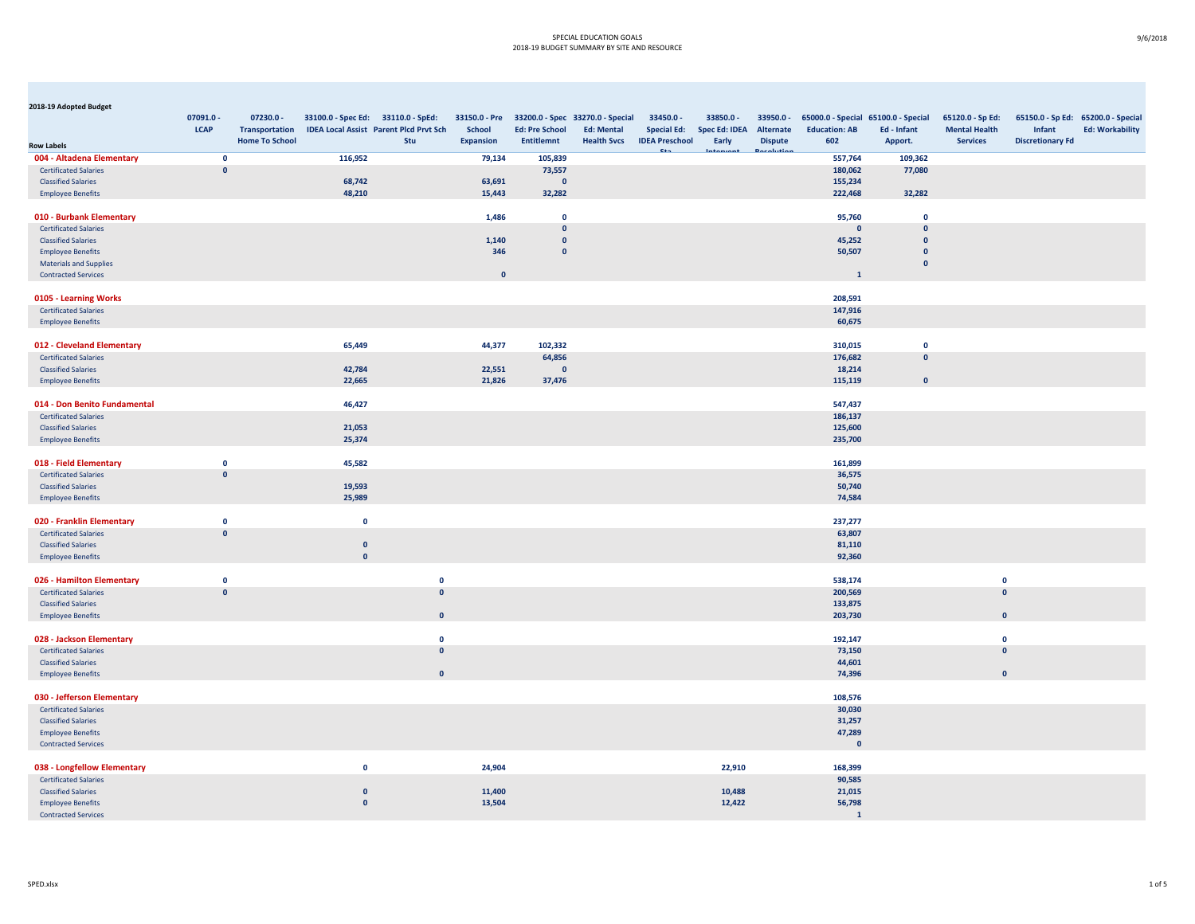**2018-19 Adopted Budget**

| Row Labels | 07091.0 - LCAP | 07230.0 - Transportation Home To School | 33100.0 - Spec Ed: IDEA Local Assist | 33110.0 - SpEd: Parent Plcd Prvt Sch Stu | 33150.0 - Pre School Expansion | 33200.0 - Spec Ed: Pre School Entitlemnt | 33270.0 - Special Ed: Mental Health Svcs | 33450.0 - Special Ed: IDEA Preschool Sta | 33850.0 - Spec Ed: IDEA Early Intervent | 33950.0 - Alternate Dispute Resolution | 65000.0 - Special Education: AB 602 | 65100.0 - Special Ed - Infant Apport. | 65120.0 - Sp Ed: Mental Health Services | 65150.0 - Sp Ed: Infant Discretionary Fd | 65200.0 - Special Ed: Workability |
|---|---|---|---|---|---|---|---|---|---|---|---|---|---|---|---|
| **004 - Altadena Elementary** | 0 | | 116,952 | | 79,134 | 105,839 | | | | | 557,764 | 109,362 | | | |
| Certificated Salaries | 0 | | | | | 73,557 | | | | | 180,062 | 77,080 | | | |
| Classified Salaries | | | 68,742 | | 63,691 | 0 | | | | | 155,234 | | | | |
| Employee Benefits | | | 48,210 | | 15,443 | 32,282 | | | | | 222,468 | 32,282 | | | |
| **010 - Burbank Elementary** | | | | | 1,486 | 0 | | | | | 95,760 | 0 | | | |
| Certificated Salaries | | | | | | 0 | | | | | 0 | 0 | | | |
| Classified Salaries | | | | | 1,140 | 0 | | | | | 45,252 | 0 | | | |
| Employee Benefits | | | | | 346 | 0 | | | | | 50,507 | 0 | | | |
| Materials and Supplies | | | | | | | | | | | | 0 | | | |
| Contracted Services | | | | | 0 | | | | | | 1 | | | | |
| **0105 - Learning Works** | | | | | | | | | | | 208,591 | | | | |
| Certificated Salaries | | | | | | | | | | | 147,916 | | | | |
| Employee Benefits | | | | | | | | | | | 60,675 | | | | |
| **012 - Cleveland Elementary** | | | 65,449 | | 44,377 | 102,332 | | | | | 310,015 | 0 | | | |
| Certificated Salaries | | | | | | 64,856 | | | | | 176,682 | 0 | | | |
| Classified Salaries | | | 42,784 | | 22,551 | 0 | | | | | 18,214 | | | | |
| Employee Benefits | | | 22,665 | | 21,826 | 37,476 | | | | | 115,119 | 0 | | | |
| **014 - Don Benito Fundamental** | | | 46,427 | | | | | | | | 547,437 | | | | |
| Certificated Salaries | | | | | | | | | | | 186,137 | | | | |
| Classified Salaries | | | 21,053 | | | | | | | | 125,600 | | | | |
| Employee Benefits | | | 25,374 | | | | | | | | 235,700 | | | | |
| **018 - Field Elementary** | 0 | | 45,582 | | | | | | | | 161,899 | | | | |
| Certificated Salaries | 0 | | | | | | | | | | 36,575 | | | | |
| Classified Salaries | | | 19,593 | | | | | | | | 50,740 | | | | |
| Employee Benefits | | | 25,989 | | | | | | | | 74,584 | | | | |
| **020 - Franklin Elementary** | 0 | | 0 | | | | | | | | 237,277 | | | | |
| Certificated Salaries | 0 | | | | | | | | | | 63,807 | | | | |
| Classified Salaries | | | 0 | | | | | | | | 81,110 | | | | |
| Employee Benefits | | | 0 | | | | | | | | 92,360 | | | | |
| **026 - Hamilton Elementary** | 0 | | | 0 | | | | | | | 538,174 | | 0 | | |
| Certificated Salaries | 0 | | | 0 | | | | | | | 200,569 | | 0 | | |
| Classified Salaries | | | | | | | | | | | 133,875 | | | | |
| Employee Benefits | | | | 0 | | | | | | | 203,730 | | 0 | | |
| **028 - Jackson Elementary** | | | | 0 | | | | | | | 192,147 | | 0 | | |
| Certificated Salaries | | | | 0 | | | | | | | 73,150 | | 0 | | |
| Classified Salaries | | | | | | | | | | | 44,601 | | | | |
| Employee Benefits | | | | 0 | | | | | | | 74,396 | | 0 | | |
| **030 - Jefferson Elementary** | | | | | | | | | | | 108,576 | | | | |
| Certificated Salaries | | | | | | | | | | | 30,030 | | | | |
| Classified Salaries | | | | | | | | | | | 31,257 | | | | |
| Employee Benefits | | | | | | | | | | | 47,289 | | | | |
| Contracted Services | | | | | | | | | | | 0 | | | | |
| **038 - Longfellow Elementary** | | | 0 | | 24,904 | | | | 22,910 | | 168,399 | | | | |
| Certificated Salaries | | | | | | | | | | | 90,585 | | | | |
| Classified Salaries | | | 0 | | 11,400 | | | | 10,488 | | 21,015 | | | | |
| Employee Benefits | | | 0 | | 13,504 | | | | 12,422 | | 56,798 | | | | |
| Contracted Services | | | | | | | | | | | 1 | | | | |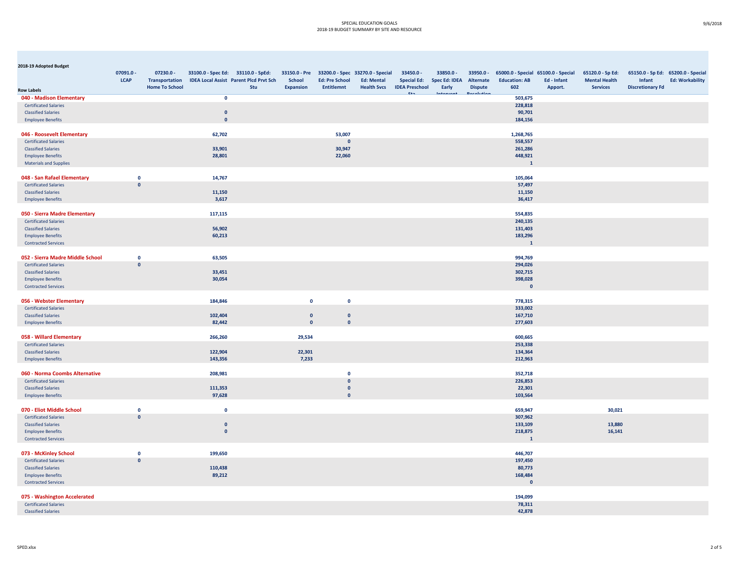**2018-19 Adopted Budget**

| Row Labels | 07091.0 - LCAP | 07230.0 - Transportation Home To School | 33100.0 - Spec Ed: IDEA Local Assist | 33110.0 - SpEd: Parent Plcd Prvt Sch Stu | 33150.0 - Pre School Expansion | 33200.0 - Spec Ed: Pre School Entitlemnt | 33270.0 - Special Ed: Mental Health Svcs | 33450.0 - Special Ed: IDEA Preschool Sta | 33850.0 - Spec Ed: IDEA Early Intervent | 33950.0 - Alternate Dispute Resolution | 65000.0 - Special Education: AB 602 | 65100.0 - Special Ed - Infant Apport. | 65120.0 - Sp Ed: Mental Health Services | 65150.0 - Sp Ed: Infant Discretionary Fd | 65200.0 - Special Ed: Workability |
|---|---|---|---|---|---|---|---|---|---|---|---|---|---|---|---|
| **040 - Madison Elementary** | | | 0 | | | | | | | | 503,675 | | | | |
| Certificated Salaries | | | | | | | | | | | 228,818 | | | | |
| Classified Salaries | | | 0 | | | | | | | | 90,701 | | | | |
| Employee Benefits | | | 0 | | | | | | | | 184,156 | | | | |
| **046 - Roosevelt Elementary** | | | 62,702 | | | 53,007 | | | | | 1,268,765 | | | | |
| Certificated Salaries | | | | | | 0 | | | | | 558,557 | | | | |
| Classified Salaries | | | 33,901 | | | 30,947 | | | | | 261,286 | | | | |
| Employee Benefits | | | 28,801 | | | 22,060 | | | | | 448,921 | | | | |
| Materials and Supplies | | | | | | | | | | | 1 | | | | |
| **048 - San Rafael Elementary** | 0 | | 14,767 | | | | | | | | 105,064 | | | | |
| Certificated Salaries | 0 | | | | | | | | | | 57,497 | | | | |
| Classified Salaries | | | 11,150 | | | | | | | | 11,150 | | | | |
| Employee Benefits | | | 3,617 | | | | | | | | 36,417 | | | | |
| **050 - Sierra Madre Elementary** | | | 117,115 | | | | | | | | 554,835 | | | | |
| Certificated Salaries | | | | | | | | | | | 240,135 | | | | |
| Classified Salaries | | | 56,902 | | | | | | | | 131,403 | | | | |
| Employee Benefits | | | 60,213 | | | | | | | | 183,296 | | | | |
| Contracted Services | | | | | | | | | | | 1 | | | | |
| **052 - Sierra Madre Middle School** | 0 | | 63,505 | | | | | | | | 994,769 | | | | |
| Certificated Salaries | 0 | | | | | | | | | | 294,026 | | | | |
| Classified Salaries | | | 33,451 | | | | | | | | 302,715 | | | | |
| Employee Benefits | | | 30,054 | | | | | | | | 398,028 | | | | |
| Contracted Services | | | | | | | | | | | 0 | | | | |
| **056 - Webster Elementary** | | | 184,846 | | 0 | 0 | | | | | 778,315 | | | | |
| Certificated Salaries | | | | | | | | | | | 333,002 | | | | |
| Classified Salaries | | | 102,404 | | 0 | 0 | | | | | 167,710 | | | | |
| Employee Benefits | | | 82,442 | | 0 | 0 | | | | | 277,603 | | | | |
| **058 - Willard Elementary** | | | 266,260 | | 29,534 | | | | | | 600,665 | | | | |
| Certificated Salaries | | | | | | | | | | | 253,338 | | | | |
| Classified Salaries | | | 122,904 | | 22,301 | | | | | | 134,364 | | | | |
| Employee Benefits | | | 143,356 | | 7,233 | | | | | | 212,963 | | | | |
| **060 - Norma Coombs Alternative** | | | 208,981 | | | 0 | | | | | 352,718 | | | | |
| Certificated Salaries | | | | | | 0 | | | | | 226,853 | | | | |
| Classified Salaries | | | 111,353 | | | 0 | | | | | 22,301 | | | | |
| Employee Benefits | | | 97,628 | | | 0 | | | | | 103,564 | | | | |
| **070 - Eliot Middle School** | 0 | | 0 | | | | | | | | 659,947 | | 30,021 | | |
| Certificated Salaries | 0 | | | | | | | | | | 307,962 | | | | |
| Classified Salaries | | | 0 | | | | | | | | 133,109 | | 13,880 | | |
| Employee Benefits | | | 0 | | | | | | | | 218,875 | | 16,141 | | |
| Contracted Services | | | | | | | | | | | 1 | | | | |
| **073 - McKinley School** | 0 | | 199,650 | | | | | | | | 446,707 | | | | |
| Certificated Salaries | 0 | | | | | | | | | | 197,450 | | | | |
| Classified Salaries | | | 110,438 | | | | | | | | 80,773 | | | | |
| Employee Benefits | | | 89,212 | | | | | | | | 168,484 | | | | |
| Contracted Services | | | | | | | | | | | 0 | | | | |
| **075 - Washington Accelerated** | | | | | | | | | | | 194,099 | | | | |
| Certificated Salaries | | | | | | | | | | | 78,311 | | | | |
| Classified Salaries | | | | | | | | | | | 42,878 | | | | |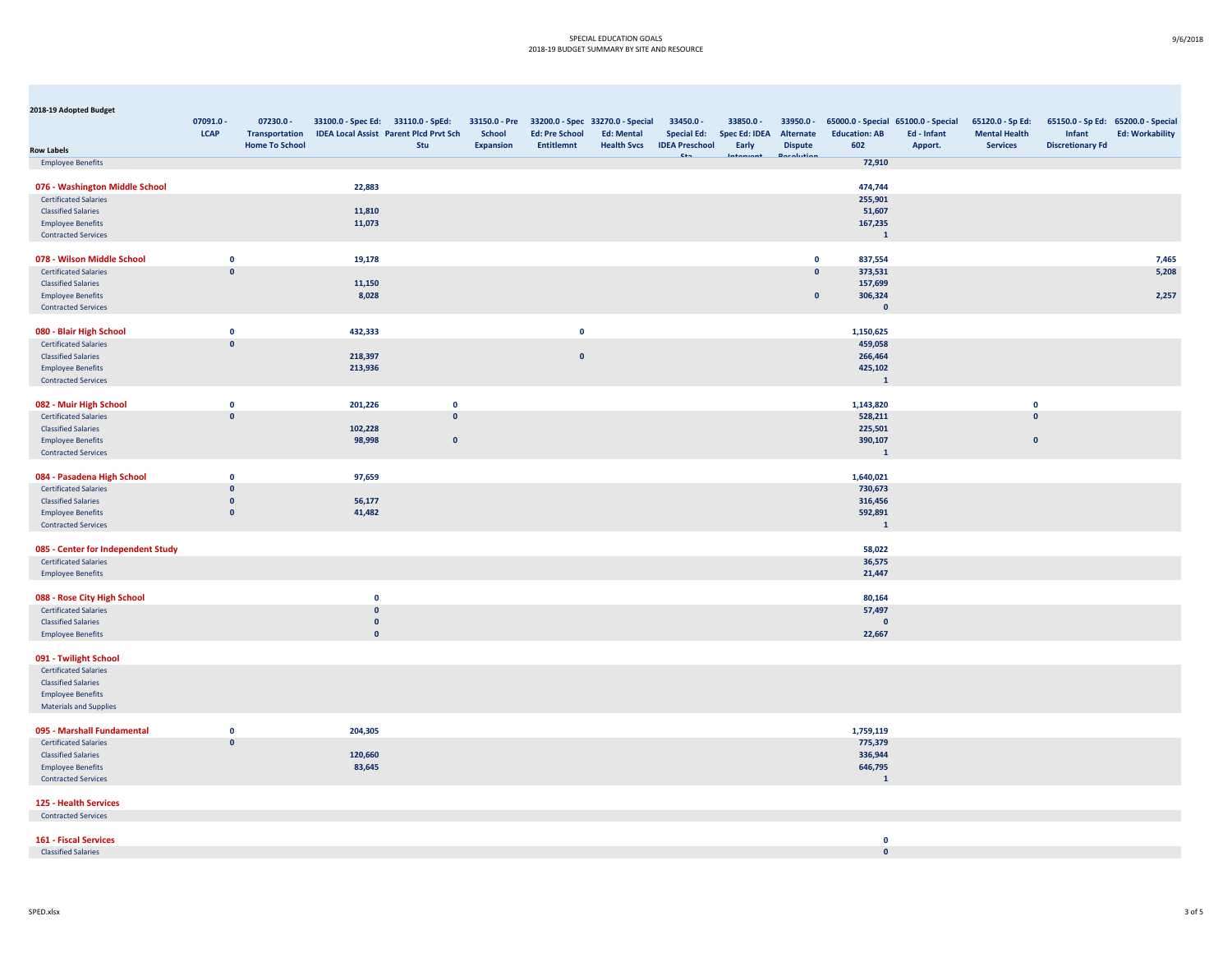**2018-19 Adopted Budget**

| Row Labels | 07091.0 - LCAP | 07230.0 - Transportation Home To School | 33100.0 - Spec Ed: IDEA Local Assist | 33110.0 - SpEd: Parent Plcd Prvt Sch Stu | 33150.0 - Pre School Expansion | 33200.0 - Spec Ed: Pre School Entitlemnt | 33270.0 - Special Ed: Mental Health Svcs | 33450.0 - Special Ed: IDEA Preschool Sta | 33850.0 - Spec Ed: IDEA Early Intervent | 33950.0 - Alternate Dispute Resolution | 65000.0 - Special Education: AB 602 | 65100.0 - Special Ed - Infant Apport. | 65120.0 - Sp Ed: Mental Health Services | 65150.0 - Sp Ed: Infant Discretionary Fd | 65200.0 - Special Ed: Workability |
|---|---|---|---|---|---|---|---|---|---|---|---|---|---|---|---|
| Employee Benefits | | | | | | | | | | | 72,910 | | | | |
| **076 - Washington Middle School** | | | 22,883 | | | | | | | | 474,744 | | | | |
| Certificated Salaries | | | | | | | | | | | 255,901 | | | | |
| Classified Salaries | | | 11,810 | | | | | | | | 51,607 | | | | |
| Employee Benefits | | | 11,073 | | | | | | | | 167,235 | | | | |
| Contracted Services | | | | | | | | | | | 1 | | | | |
| **078 - Wilson Middle School** | 0 | | 19,178 | | | | | | | 0 | 837,554 | | | | 7,465 |
| Certificated Salaries | 0 | | | | | | | | | 0 | 373,531 | | | | 5,208 |
| Classified Salaries | | | 11,150 | | | | | | | | 157,699 | | | | |
| Employee Benefits | | | 8,028 | | | | | | | 0 | 306,324 | | | | 2,257 |
| Contracted Services | | | | | | | | | | | 0 | | | | |
| **080 - Blair High School** | 0 | | 432,333 | | | 0 | | | | | 1,150,625 | | | | |
| Certificated Salaries | 0 | | | | | | | | | | 459,058 | | | | |
| Classified Salaries | | | 218,397 | | | 0 | | | | | 266,464 | | | | |
| Employee Benefits | | | 213,936 | | | | | | | | 425,102 | | | | |
| Contracted Services | | | | | | | | | | | 1 | | | | |
| **082 - Muir High School** | 0 | | 201,226 | 0 | | | | | | | 1,143,820 | | 0 | | |
| Certificated Salaries | 0 | | | 0 | | | | | | | 528,211 | | 0 | | |
| Classified Salaries | | | 102,228 | | | | | | | | 225,501 | | | | |
| Employee Benefits | | | 98,998 | 0 | | | | | | | 390,107 | | 0 | | |
| Contracted Services | | | | | | | | | | | 1 | | | | |
| **084 - Pasadena High School** | 0 | | 97,659 | | | | | | | | 1,640,021 | | | | |
| Certificated Salaries | 0 | | | | | | | | | | 730,673 | | | | |
| Classified Salaries | 0 | | 56,177 | | | | | | | | 316,456 | | | | |
| Employee Benefits | 0 | | 41,482 | | | | | | | | 592,891 | | | | |
| Contracted Services | | | | | | | | | | | 1 | | | | |
| **085 - Center for Independent Study** | | | | | | | | | | | 58,022 | | | | |
| Certificated Salaries | | | | | | | | | | | 36,575 | | | | |
| Employee Benefits | | | | | | | | | | | 21,447 | | | | |
| **088 - Rose City High School** | | | 0 | | | | | | | | 80,164 | | | | |
| Certificated Salaries | | | 0 | | | | | | | | 57,497 | | | | |
| Classified Salaries | | | 0 | | | | | | | | 0 | | | | |
| Employee Benefits | | | 0 | | | | | | | | 22,667 | | | | |
| **091 - Twilight School** | | | | | | | | | | | | | | | |
| Certificated Salaries | | | | | | | | | | | | | | | |
| Classified Salaries | | | | | | | | | | | | | | | |
| Employee Benefits | | | | | | | | | | | | | | | |
| Materials and Supplies | | | | | | | | | | | | | | | |
| **095 - Marshall Fundamental** | 0 | | 204,305 | | | | | | | | 1,759,119 | | | | |
| Certificated Salaries | 0 | | | | | | | | | | 775,379 | | | | |
| Classified Salaries | | | 120,660 | | | | | | | | 336,944 | | | | |
| Employee Benefits | | | 83,645 | | | | | | | | 646,795 | | | | |
| Contracted Services | | | | | | | | | | | 1 | | | | |
| **125 - Health Services** | | | | | | | | | | | | | | | |
| Contracted Services | | | | | | | | | | | | | | | |
| **161 - Fiscal Services** | | | | | | | | | | | 0 | | | | |
| Classified Salaries | | | | | | | | | | | 0 | | | | |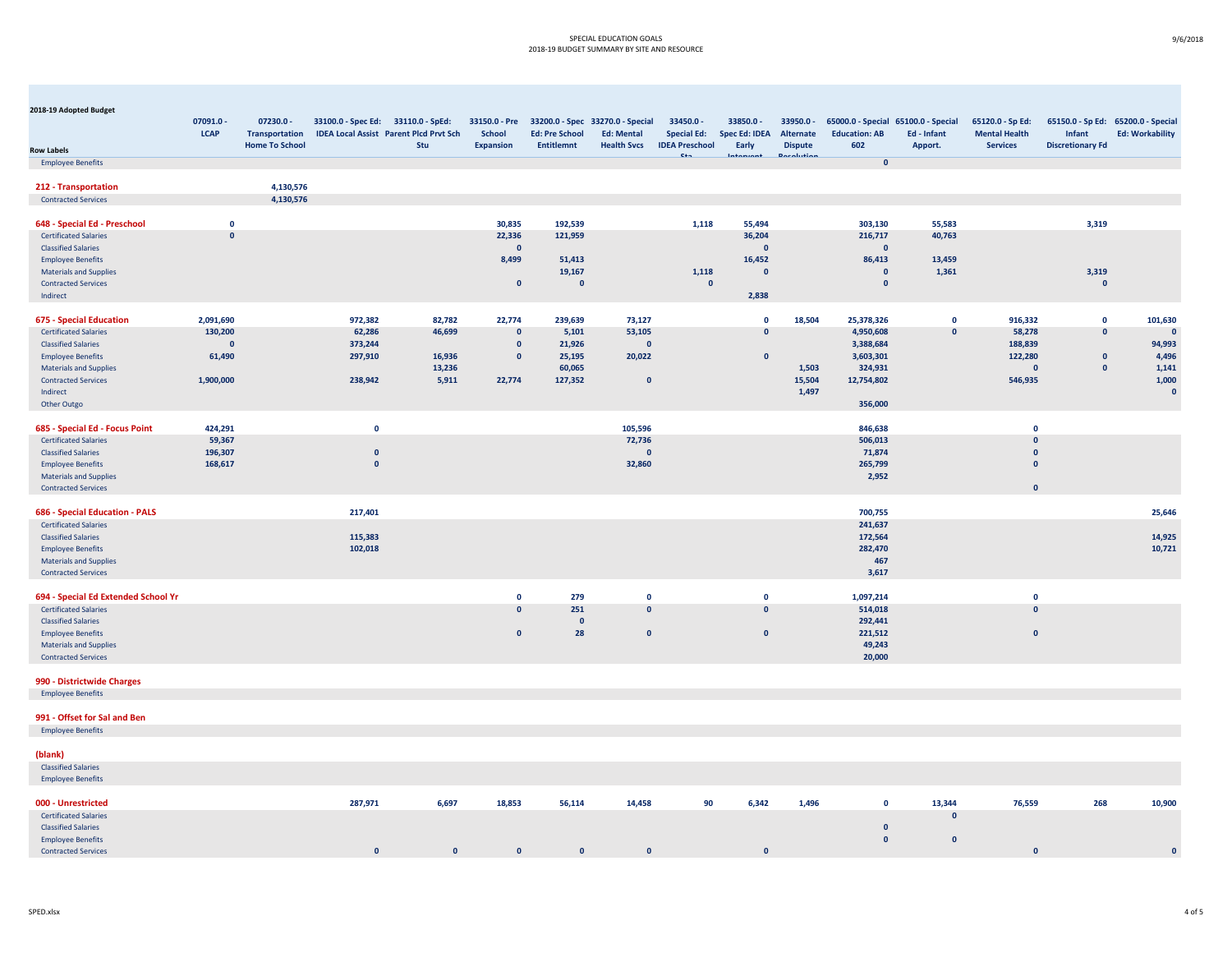**2018-19 Adopted Budget**

| Row Labels | 07091.0 - LCAP | 07230.0 - Transportation Home To School | 33100.0 - Spec Ed: IDEA Local Assist | 33110.0 - SpEd: Parent Plcd Prvt Sch Stu | 33150.0 - Pre School Expansion | 33200.0 - Spec Ed: Pre School Entitlemnt | 33270.0 - Special Ed: Mental Health Svcs | 33450.0 - Special Ed: IDEA Preschool Sta | 33850.0 - Spec Ed: IDEA Early Intervent | 33950.0 - Alternate Dispute Resolution | 65000.0 - Special Education: AB 602 | 65100.0 - Special Ed - Infant Apport. | 65120.0 - Sp Ed: Mental Health Services | 65150.0 - Sp Ed: Infant Discretionary Fd | 65200.0 - Special Ed: Workability |
|---|---|---|---|---|---|---|---|---|---|---|---|---|---|---|---|
| Employee Benefits | | | | | | | | | | | 0 | | | | |
| **212 - Transportation** | | **4,130,576** | | | | | | | | | | | | | |
| Contracted Services | | 4,130,576 | | | | | | | | | | | | | |
| **648 - Special Ed - Preschool** | **0** | | | | **30,835** | **192,539** | | **1,118** | **55,494** | | **303,130** | **55,583** | | **3,319** | |
| Certificated Salaries | 0 | | | | 22,336 | 121,959 | | | 36,204 | | 216,717 | 40,763 | | | |
| Classified Salaries | | | | | 0 | | | | 0 | | 0 | | | | |
| Employee Benefits | | | | | 8,499 | 51,413 | | | 16,452 | | 86,413 | 13,459 | | | |
| Materials and Supplies | | | | | | 19,167 | | 1,118 | 0 | | 0 | 1,361 | | 3,319 | |
| Contracted Services | | | | | 0 | 0 | | 0 | | | 0 | | | 0 | |
| Indirect | | | | | | | | | 2,838 | | | | | | |
| **675 - Special Education** | **2,091,690** | | **972,382** | **82,782** | **22,774** | **239,639** | **73,127** | | **0** | **18,504** | **25,378,326** | **0** | **916,332** | **0** | **101,630** |
| Certificated Salaries | 130,200 | | 62,286 | 46,699 | 0 | 5,101 | 53,105 | | 0 | | 4,950,608 | 0 | 58,278 | 0 | 0 |
| Classified Salaries | 0 | | 373,244 | | 0 | 21,926 | 0 | | | | 3,388,684 | | 188,839 | | 94,993 |
| Employee Benefits | 61,490 | | 297,910 | 16,936 | 0 | 25,195 | 20,022 | | 0 | | 3,603,301 | | 122,280 | 0 | 4,496 |
| Materials and Supplies | | | | 13,236 | | 60,065 | | | | 1,503 | 324,931 | | 0 | 0 | 1,141 |
| Contracted Services | 1,900,000 | | 238,942 | 5,911 | 22,774 | 127,352 | 0 | | | 15,504 | 12,754,802 | | 546,935 | | 1,000 |
| Indirect | | | | | | | | | | 1,497 | | | | | 0 |
| Other Outgo | | | | | | | | | | | 356,000 | | | | |
| **685 - Special Ed - Focus Point** | **424,291** | | **0** | | | | **105,596** | | | | **846,638** | | **0** | | |
| Certificated Salaries | 59,367 | | | | | | 72,736 | | | | 506,013 | | 0 | | |
| Classified Salaries | 196,307 | | 0 | | | | 0 | | | | 71,874 | | 0 | | |
| Employee Benefits | 168,617 | | 0 | | | | 32,860 | | | | 265,799 | | 0 | | |
| Materials and Supplies | | | | | | | | | | | 2,952 | | | | |
| Contracted Services | | | | | | | | | | | | | 0 | | |
| **686 - Special Education - PALS** | | | **217,401** | | | | | | | | **700,755** | | | | **25,646** |
| Certificated Salaries | | | | | | | | | | | 241,637 | | | | |
| Classified Salaries | | | 115,383 | | | | | | | | 172,564 | | | | 14,925 |
| Employee Benefits | | | 102,018 | | | | | | | | 282,470 | | | | 10,721 |
| Materials and Supplies | | | | | | | | | | | 467 | | | | |
| Contracted Services | | | | | | | | | | | 3,617 | | | | |
| **694 - Special Ed Extended School Yr** | | | | | **0** | **279** | **0** | | **0** | | **1,097,214** | | **0** | | |
| Certificated Salaries | | | | | 0 | 251 | 0 | | 0 | | 514,018 | | 0 | | |
| Classified Salaries | | | | | | 0 | | | | | 292,441 | | | | |
| Employee Benefits | | | | | 0 | 28 | 0 | | 0 | | 221,512 | | 0 | | |
| Materials and Supplies | | | | | | | | | | | 49,243 | | | | |
| Contracted Services | | | | | | | | | | | 20,000 | | | | |
| **990 - Districtwide Charges** | | | | | | | | | | | | | | | |
| Employee Benefits | | | | | | | | | | | | | | | |
| **991 - Offset for Sal and Ben** | | | | | | | | | | | | | | | |
| Employee Benefits | | | | | | | | | | | | | | | |
| **(blank)** | | | | | | | | | | | | | | | |
| Classified Salaries | | | | | | | | | | | | | | | |
| Employee Benefits | | | | | | | | | | | | | | | |
| **000 - Unrestricted** | | | **287,971** | **6,697** | **18,853** | **56,114** | **14,458** | **90** | **6,342** | **1,496** | **0** | **13,344** | **76,559** | **268** | **10,900** |
| Certificated Salaries | | | | | | | | | | | | 0 | | | |
| Classified Salaries | | | | | | | | | | | 0 | | | | |
| Employee Benefits | | | | | | | | | | | 0 | 0 | | | |
| Contracted Services | | | 0 | 0 | 0 | 0 | 0 | | 0 | | | | 0 | | 0 |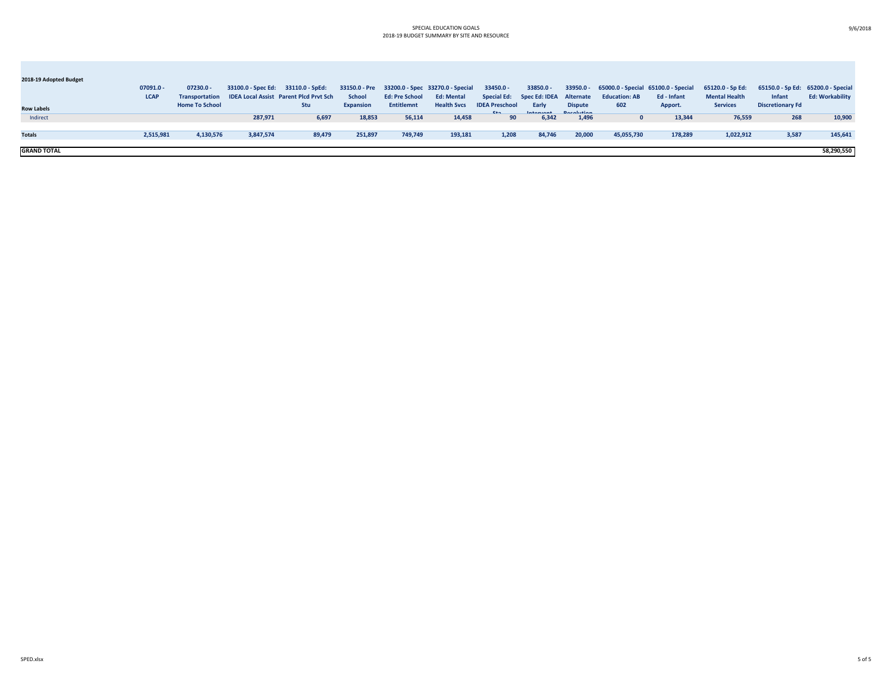SPECIAL EDUCATION GOALS
2018-19 BUDGET SUMMARY BY SITE AND RESOURCE

| 2018-19 Adopted Budget<br>Row Labels | 07091.0 - LCAP | 07230.0 - Transportation Home To School | 33100.0 - Spec Ed: IDEA Local Assist | 33110.0 - SpEd: Parent Plcd Prvt Sch Stu | 33150.0 - Pre School Expansion | 33200.0 - Spec Ed: Pre School Entitlemnt | 33270.0 - Special Ed: Mental Health Svcs | 33450.0 - Special Ed: IDEA Preschool Sta | 33850.0 - Spec Ed: IDEA Early Intervent | 33950.0 - Alternate Dispute Resolution | 65000.0 - Special Education: AB 602 | 65100.0 - Special Ed - Infant Apport. | 65120.0 - Sp Ed: Mental Health Services | 65150.0 - Sp Ed: Infant Discretionary Fd | 65200.0 - Special Ed: Workability |
|---|---|---|---|---|---|---|---|---|---|---|---|---|---|---|---|
| Indirect | | | 287,971 | 6,697 | 18,853 | 56,114 | 14,458 | 90 | 6,342 | 1,496 | 0 | 13,344 | 76,559 | 268 | 10,900 |
| **Totals** | 2,515,981 | 4,130,576 | 3,847,574 | 89,479 | 251,897 | 749,749 | 193,181 | 1,208 | 84,746 | 20,000 | 45,055,730 | 178,289 | 1,022,912 | 3,587 | 145,641 |
| **GRAND TOTAL** | | | | | | | | | | | | | | | 58,290,550 |